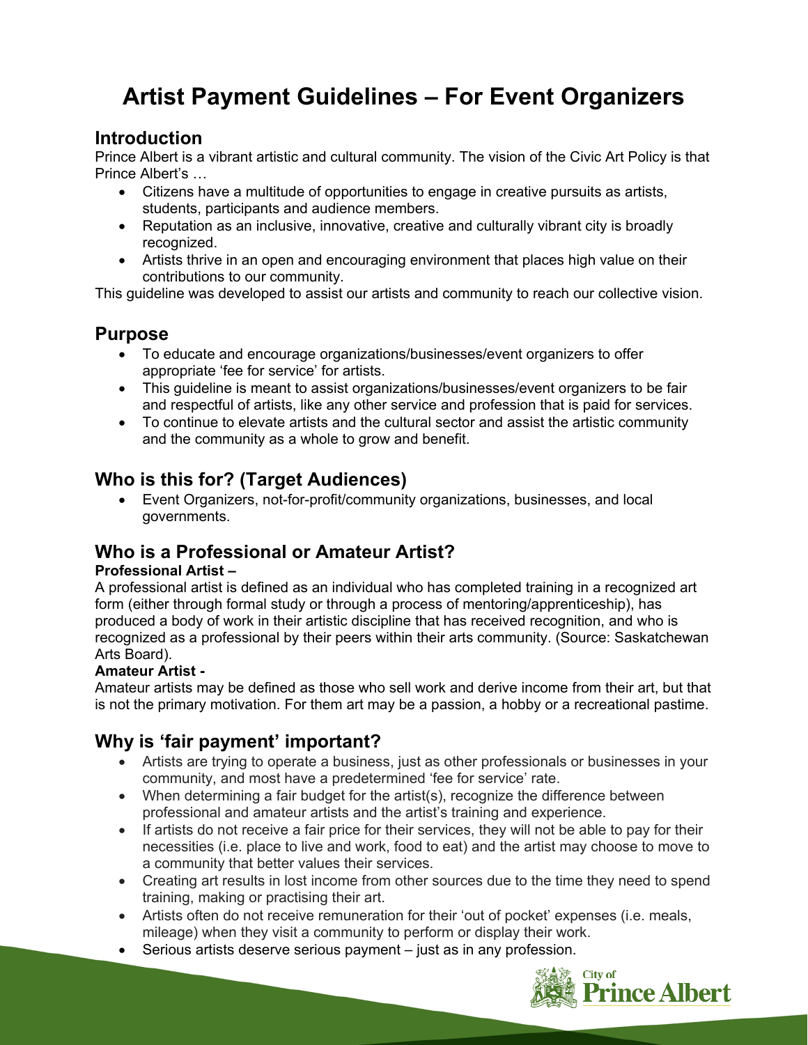# Artist Payment Guidelines – For Event Organizers

## Introduction

Prince Albert is a vibrant artistic and cultural community. The vision of the Civic Art Policy is that Prince Albert's …

- Citizens have a multitude of opportunities to engage in creative pursuits as artists, students, participants and audience members.
- Reputation as an inclusive, innovative, creative and culturally vibrant city is broadly recognized.
- Artists thrive in an open and encouraging environment that places high value on their contributions to our community.

This guideline was developed to assist our artists and community to reach our collective vision.

## Purpose

- To educate and encourage organizations/businesses/event organizers to offer appropriate 'fee for service' for artists.
- This guideline is meant to assist organizations/businesses/event organizers to be fair and respectful of artists, like any other service and profession that is paid for services.
- To continue to elevate artists and the cultural sector and assist the artistic community and the community as a whole to grow and benefit.

## Who is this for? (Target Audiences)

- Event Organizers, not-for-profit/community organizations, businesses, and local governments.

## Who is a Professional or Amateur Artist?

**Professional Artist –**

A professional artist is defined as an individual who has completed training in a recognized art form (either through formal study or through a process of mentoring/apprenticeship), has produced a body of work in their artistic discipline that has received recognition, and who is recognized as a professional by their peers within their arts community. (Source: Saskatchewan Arts Board).

**Amateur Artist -**

Amateur artists may be defined as those who sell work and derive income from their art, but that is not the primary motivation. For them art may be a passion, a hobby or a recreational pastime.

## Why is 'fair payment' important?

- Artists are trying to operate a business, just as other professionals or businesses in your community, and most have a predetermined 'fee for service' rate.
- When determining a fair budget for the artist(s), recognize the difference between professional and amateur artists and the artist's training and experience.
- If artists do not receive a fair price for their services, they will not be able to pay for their necessities (i.e. place to live and work, food to eat) and the artist may choose to move to a community that better values their services.
- Creating art results in lost income from other sources due to the time they need to spend training, making or practising their art.
- Artists often do not receive remuneration for their 'out of pocket' expenses (i.e. meals, mileage) when they visit a community to perform or display their work.
- Serious artists deserve serious payment – just as in any profession.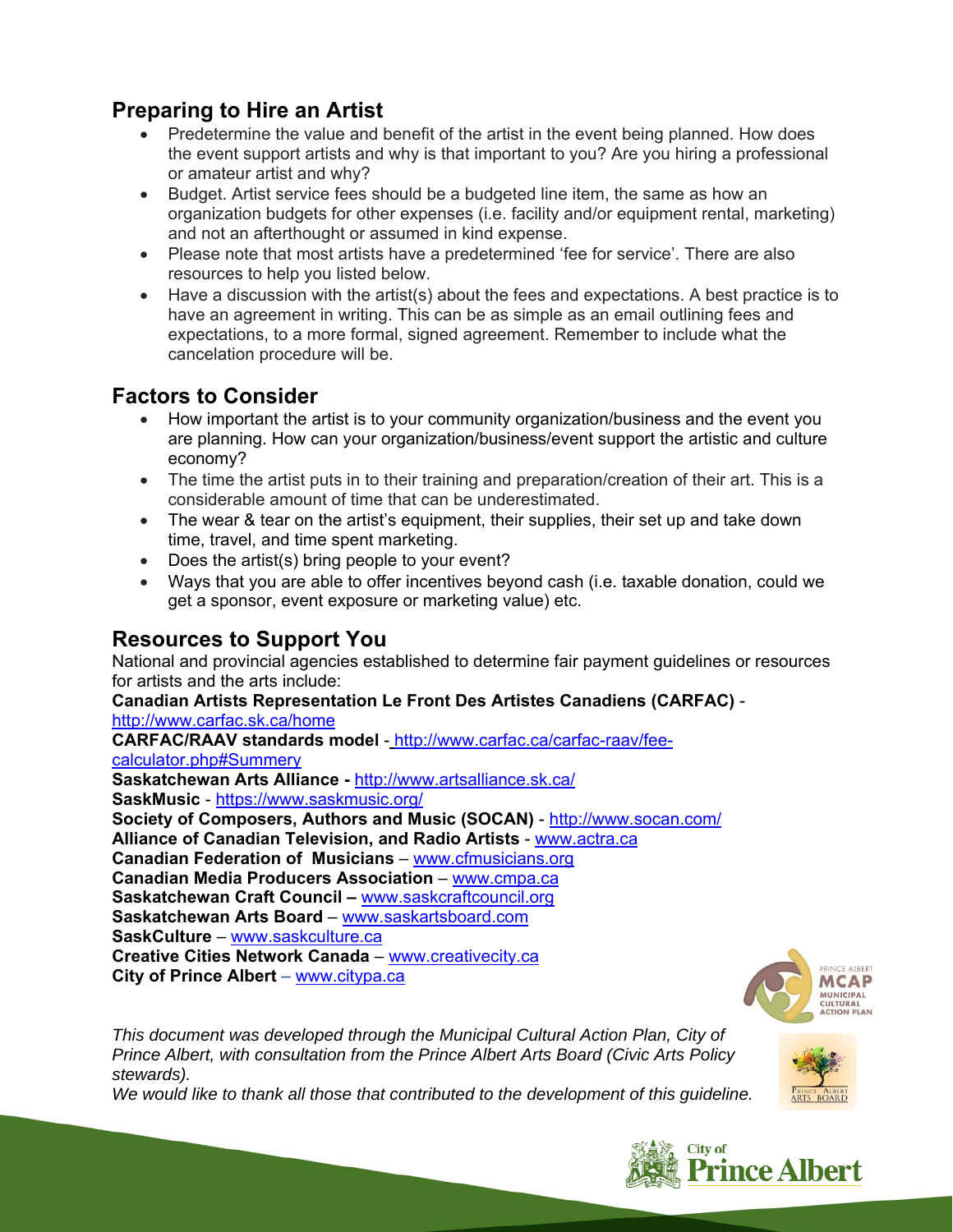## Preparing to Hire an Artist

- Predetermine the value and benefit of the artist in the event being planned. How does the event support artists and why is that important to you? Are you hiring a professional or amateur artist and why?
- Budget. Artist service fees should be a budgeted line item, the same as how an organization budgets for other expenses (i.e. facility and/or equipment rental, marketing) and not an afterthought or assumed in kind expense.
- Please note that most artists have a predetermined 'fee for service'. There are also resources to help you listed below.
- Have a discussion with the artist(s) about the fees and expectations. A best practice is to have an agreement in writing. This can be as simple as an email outlining fees and expectations, to a more formal, signed agreement. Remember to include what the cancelation procedure will be.

## Factors to Consider

- How important the artist is to your community organization/business and the event you are planning. How can your organization/business/event support the artistic and culture economy?
- The time the artist puts in to their training and preparation/creation of their art. This is a considerable amount of time that can be underestimated.
- The wear & tear on the artist's equipment, their supplies, their set up and take down time, travel, and time spent marketing.
- Does the artist(s) bring people to your event?
- Ways that you are able to offer incentives beyond cash (i.e. taxable donation, could we get a sponsor, event exposure or marketing value) etc.

## Resources to Support You

National and provincial agencies established to determine fair payment guidelines or resources for artists and the arts include:

**Canadian Artists Representation Le Front Des Artistes Canadiens (CARFAC)** - http://www.carfac.sk.ca/home
**CARFAC/RAAV standards model** - http://www.carfac.ca/carfac-raav/fee-calculator.php#Summery
**Saskatchewan Arts Alliance -** http://www.artsalliance.sk.ca/
**SaskMusic** - https://www.saskmusic.org/
**Society of Composers, Authors and Music (SOCAN)** - http://www.socan.com/
**Alliance of Canadian Television, and Radio Artists** - www.actra.ca
**Canadian Federation of Musicians** – www.cfmusicians.org
**Canadian Media Producers Association** – www.cmpa.ca
**Saskatchewan Craft Council –** www.saskcraftcouncil.org
**Saskatchewan Arts Board** – www.saskartsboard.com
**SaskCulture** – www.saskculture.ca
**Creative Cities Network Canada** – www.creativecity.ca
**City of Prince Albert** – www.citypa.ca

*This document was developed through the Municipal Cultural Action Plan, City of Prince Albert, with consultation from the Prince Albert Arts Board (Civic Arts Policy stewards).*
*We would like to thank all those that contributed to the development of this guideline.*